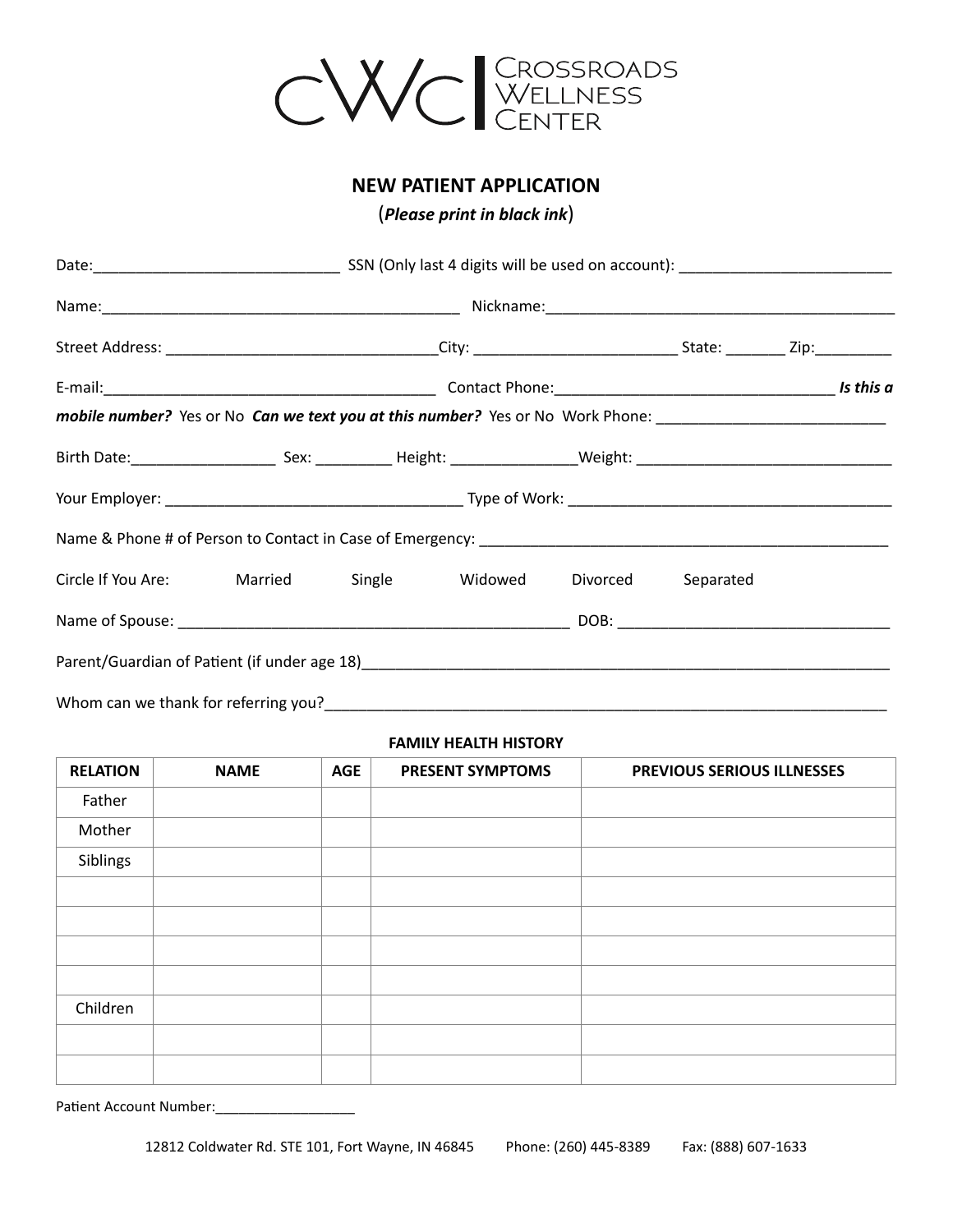CWC | Crossroads Wellness Center

## NEW PATIENT APPLICATION

(*Please print in black ink*)

Date:____________________________ SSN (Only last 4 digits will be used on account): ________________________

Name:__________________________________________ Nickname:_________________________________________

Street Address: _______________________________City: _______________________ State: _______ Zip:_________

E-mail:_______________________________________ Contact Phone:________________________________ ***Is this a mobile number?*** Yes or No ***Can we text you at this number?*** Yes or No Work Phone: __________________________

Birth Date:_________________ Sex: _________ Height: ______________Weight: ______________________________

Your Employer: __________________________________ Type of Work: ______________________________________

Name & Phone # of Person to Contact in Case of Emergency: ______________________________________________

Circle If You Are: Married Single Widowed Divorced Separated

Name of Spouse: ______________________________________________ DOB: ______________________________

Parent/Guardian of Patient (if under age 18)______________________________________________________________

Whom can we thank for referring you?_________________________________________________________________

**FAMILY HEALTH HISTORY**

| RELATION | NAME | AGE | PRESENT SYMPTOMS | PREVIOUS SERIOUS ILLNESSES |
|---|---|---|---|---|
| Father | | | | |
| Mother | | | | |
| Siblings | | | | |
| | | | | |
| | | | | |
| | | | | |
| | | | | |
| Children | | | | |
| | | | | |
| | | | | |

Patient Account Number:_________________

12812 Coldwater Rd. STE 101, Fort Wayne, IN 46845 Phone: (260) 445-8389 Fax: (888) 607-1633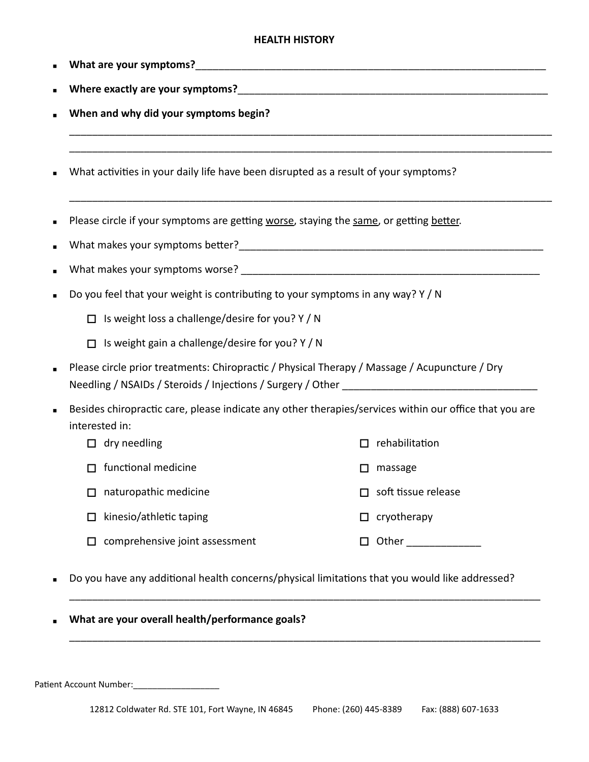## HEALTH HISTORY

- **What are your symptoms?**___________________________________________________________________
- **Where exactly are your symptoms?**___________________________________________________________
- **When and why did your symptoms begin?**

  _____________________________________________________________________________________

  _____________________________________________________________________________________

- What activities in your daily life have been disrupted as a result of your symptoms?

  _____________________________________________________________________________________

- Please circle if your symptoms are getting worse, staying the same, or getting better.
- What makes your symptoms better?_______________________________________________________
- What makes your symptoms worse? _______________________________________________________
- Do you feel that your weight is contributing to your symptoms in any way? Y / N
  - ☐ Is weight loss a challenge/desire for you? Y / N
  - ☐ Is weight gain a challenge/desire for you? Y / N
- Please circle prior treatments: Chiropractic / Physical Therapy / Massage / Acupuncture / Dry Needling / NSAIDs / Steroids / Injections / Surgery / Other ________________________________
- Besides chiropractic care, please indicate any other therapies/services within our office that you are interested in:
  - ☐ dry needling
  - ☐ functional medicine
  - ☐ naturopathic medicine
  - ☐ kinesio/athletic taping
  - ☐ comprehensive joint assessment
  - ☐ rehabilitation
  - ☐ massage
  - ☐ soft tissue release
  - ☐ cryotherapy
  - ☐ Other _____________
- Do you have any additional health concerns/physical limitations that you would like addressed?

  _____________________________________________________________________________________

- **What are your overall health/performance goals?**

  _____________________________________________________________________________________

Patient Account Number:__________________

12812 Coldwater Rd. STE 101, Fort Wayne, IN 46845 Phone: (260) 445-8389 Fax: (888) 607-1633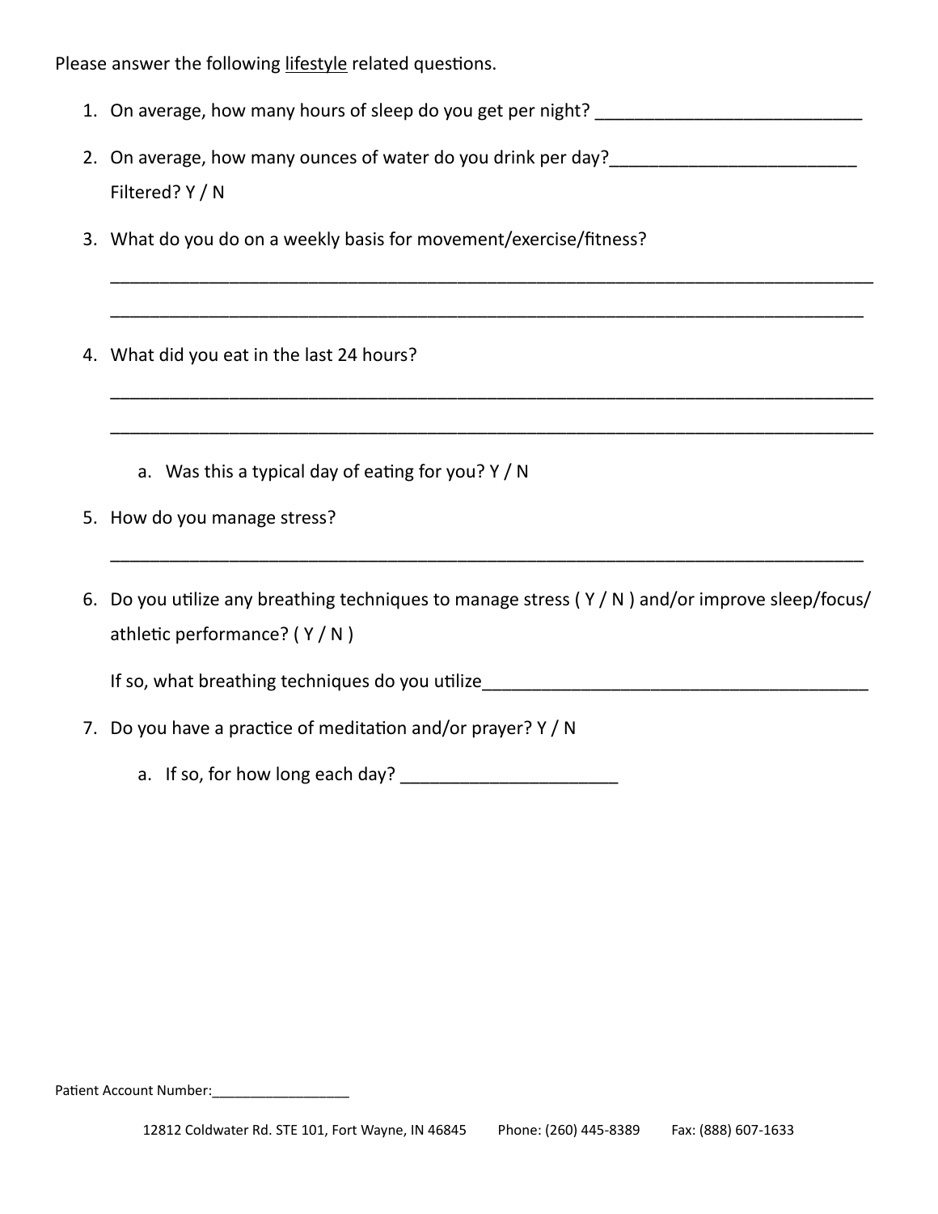Please answer the following <u>lifestyle</u> related questions.

1. On average, how many hours of sleep do you get per night? ___________________________

2. On average, how many ounces of water do you drink per day?_________________________

   Filtered? Y / N

3. What do you do on a weekly basis for movement/exercise/fitness?

   ________________________________________________________________________________

   ________________________________________________________________________________

4. What did you eat in the last 24 hours?

   ________________________________________________________________________________

   ________________________________________________________________________________

   a. Was this a typical day of eating for you? Y / N

5. How do you manage stress?

   ________________________________________________________________________________

6. Do you utilize any breathing techniques to manage stress ( Y / N ) and/or improve sleep/focus/athletic performance? ( Y / N )

   If so, what breathing techniques do you utilize________________________________________

7. Do you have a practice of meditation and/or prayer? Y / N

   a. If so, for how long each day? ______________________

Patient Account Number:__________________

12812 Coldwater Rd. STE 101, Fort Wayne, IN 46845 Phone: (260) 445-8389 Fax: (888) 607-1633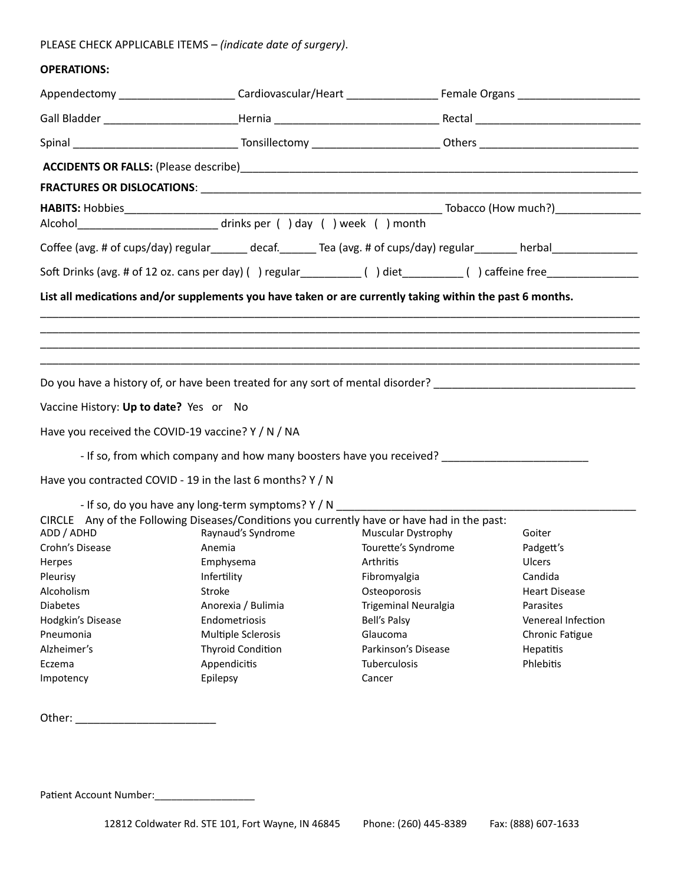PLEASE CHECK APPLICABLE ITEMS – *(indicate date of surgery)*.

**OPERATIONS:**

Appendectomy ___________________ Cardiovascular/Heart _______________ Female Organs ____________________

Gall Bladder ______________________Hernia ___________________________ Rectal ___________________________

Spinal ___________________________ Tonsillectomy _____________________ Others __________________________

**ACCIDENTS OR FALLS:** (Please describe)_________________________________________________________________

**FRACTURES OR DISLOCATIONS**: _______________________________________________________________________

**HABITS:** Hobbies_____________________________________________________ Tobacco (How much?)______________
Alcohol_______________________ drinks per ( ) day ( ) week ( ) month

Coffee (avg. # of cups/day) regular______ decaf.______ Tea (avg. # of cups/day) regular_______ herbal______________

Soft Drinks (avg. # of 12 oz. cans per day) ( ) regular__________ ( ) diet__________ ( ) caffeine free_______________

**List all medications and/or supplements you have taken or are currently taking within the past 6 months.**

_____________________________________________________________________________________________
_____________________________________________________________________________________________
_____________________________________________________________________________________________
_____________________________________________________________________________________________

Do you have a history of, or have been treated for any sort of mental disorder? _________________________________

Vaccine History: **Up to date?** Yes or No

Have you received the COVID-19 vaccine? Y / N / NA

- If so, from which company and how many boosters have you received? ________________________

Have you contracted COVID - 19 in the last 6 months? Y / N

- If so, do you have any long-term symptoms? Y / N __________________________________________________

CIRCLE Any of the Following Diseases/Conditions you currently have or have had in the past:

| | | | |
|---|---|---|---|
| ADD / ADHD | Raynaud's Syndrome | Muscular Dystrophy | Goiter |
| Crohn's Disease | Anemia | Tourette's Syndrome | Padgett's |
| Herpes | Emphysema | Arthritis | Ulcers |
| Pleurisy | Infertility | Fibromyalgia | Candida |
| Alcoholism | Stroke | Osteoporosis | Heart Disease |
| Diabetes | Anorexia / Bulimia | Trigeminal Neuralgia | Parasites |
| Hodgkin's Disease | Endometriosis | Bell's Palsy | Venereal Infection |
| Pneumonia | Multiple Sclerosis | Glaucoma | Chronic Fatigue |
| Alzheimer's | Thyroid Condition | Parkinson's Disease | Hepatitis |
| Eczema | Appendicitis | Tuberculosis | Phlebitis |
| Impotency | Epilepsy | Cancer | |

Other: _______________________

Patient Account Number:_________________

12812 Coldwater Rd. STE 101, Fort Wayne, IN 46845 Phone: (260) 445-8389 Fax: (888) 607-1633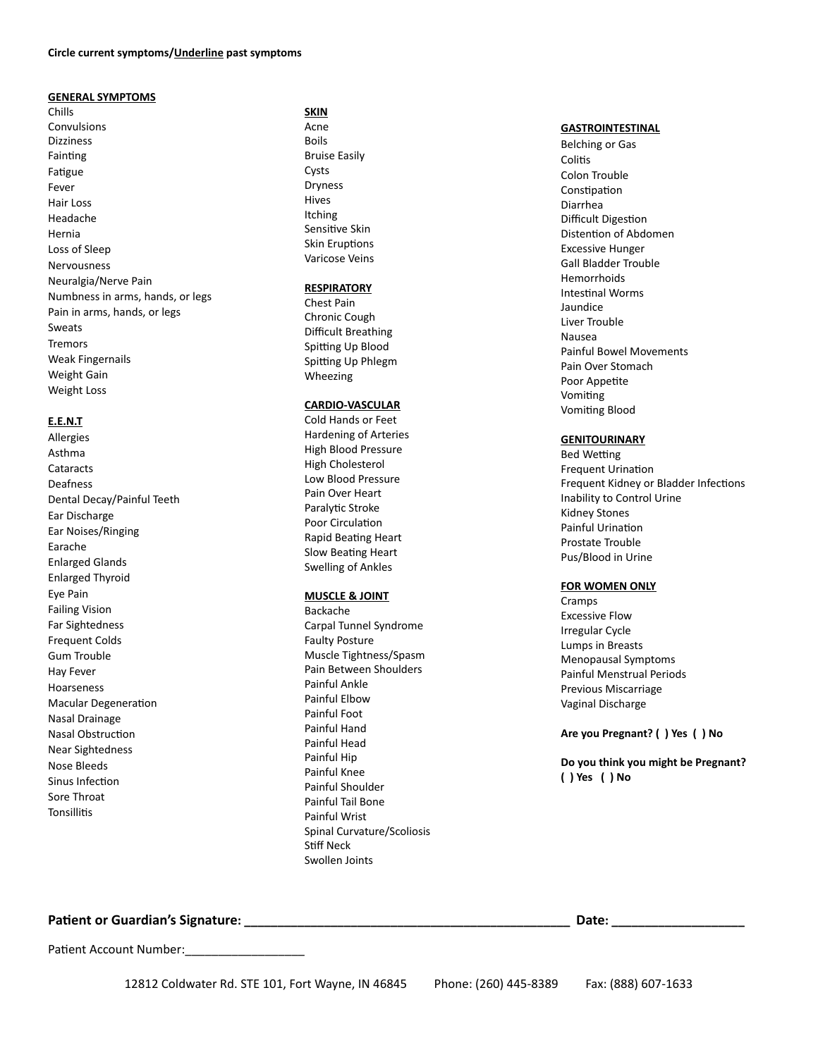**Circle current symptoms/Underline past symptoms**

**GENERAL SYMPTOMS**

Chills
Convulsions
Dizziness
Fainting
Fatigue
Fever
Hair Loss
Headache
Hernia
Loss of Sleep
Nervousness
Neuralgia/Nerve Pain
Numbness in arms, hands, or legs
Pain in arms, hands, or legs
Sweats
Tremors
Weak Fingernails
Weight Gain
Weight Loss

**E.E.N.T**

Allergies
Asthma
Cataracts
Deafness
Dental Decay/Painful Teeth
Ear Discharge
Ear Noises/Ringing
Earache
Enlarged Glands
Enlarged Thyroid
Eye Pain
Failing Vision
Far Sightedness
Frequent Colds
Gum Trouble
Hay Fever
Hoarseness
Macular Degeneration
Nasal Drainage
Nasal Obstruction
Near Sightedness
Nose Bleeds
Sinus Infection
Sore Throat
Tonsillitis

**SKIN**

Acne
Boils
Bruise Easily
Cysts
Dryness
Hives
Itching
Sensitive Skin
Skin Eruptions
Varicose Veins

**RESPIRATORY**

Chest Pain
Chronic Cough
Difficult Breathing
Spitting Up Blood
Spitting Up Phlegm
Wheezing

**CARDIO-VASCULAR**

Cold Hands or Feet
Hardening of Arteries
High Blood Pressure
High Cholesterol
Low Blood Pressure
Pain Over Heart
Paralytic Stroke
Poor Circulation
Rapid Beating Heart
Slow Beating Heart
Swelling of Ankles

**MUSCLE & JOINT**

Backache
Carpal Tunnel Syndrome
Faulty Posture
Muscle Tightness/Spasm
Pain Between Shoulders
Painful Ankle
Painful Elbow
Painful Foot
Painful Hand
Painful Head
Painful Hip
Painful Knee
Painful Shoulder
Painful Tail Bone
Painful Wrist
Spinal Curvature/Scoliosis
Stiff Neck
Swollen Joints

**GASTROINTESTINAL**

Belching or Gas
Colitis
Colon Trouble
Constipation
Diarrhea
Difficult Digestion
Distention of Abdomen
Excessive Hunger
Gall Bladder Trouble
Hemorrhoids
Intestinal Worms
Jaundice
Liver Trouble
Nausea
Painful Bowel Movements
Pain Over Stomach
Poor Appetite
Vomiting
Vomiting Blood

**GENITOURINARY**

Bed Wetting
Frequent Urination
Frequent Kidney or Bladder Infections
Inability to Control Urine
Kidney Stones
Painful Urination
Prostate Trouble
Pus/Blood in Urine

**FOR WOMEN ONLY**

Cramps
Excessive Flow
Irregular Cycle
Lumps in Breasts
Menopausal Symptoms
Painful Menstrual Periods
Previous Miscarriage
Vaginal Discharge

**Are you Pregnant? ( ) Yes ( ) No**

**Do you think you might be Pregnant? ( ) Yes ( ) No**

**Patient or Guardian's Signature:** ______________________________________________ **Date:** ___________________

Patient Account Number:__________________

12812 Coldwater Rd. STE 101, Fort Wayne, IN 46845 Phone: (260) 445-8389 Fax: (888) 607-1633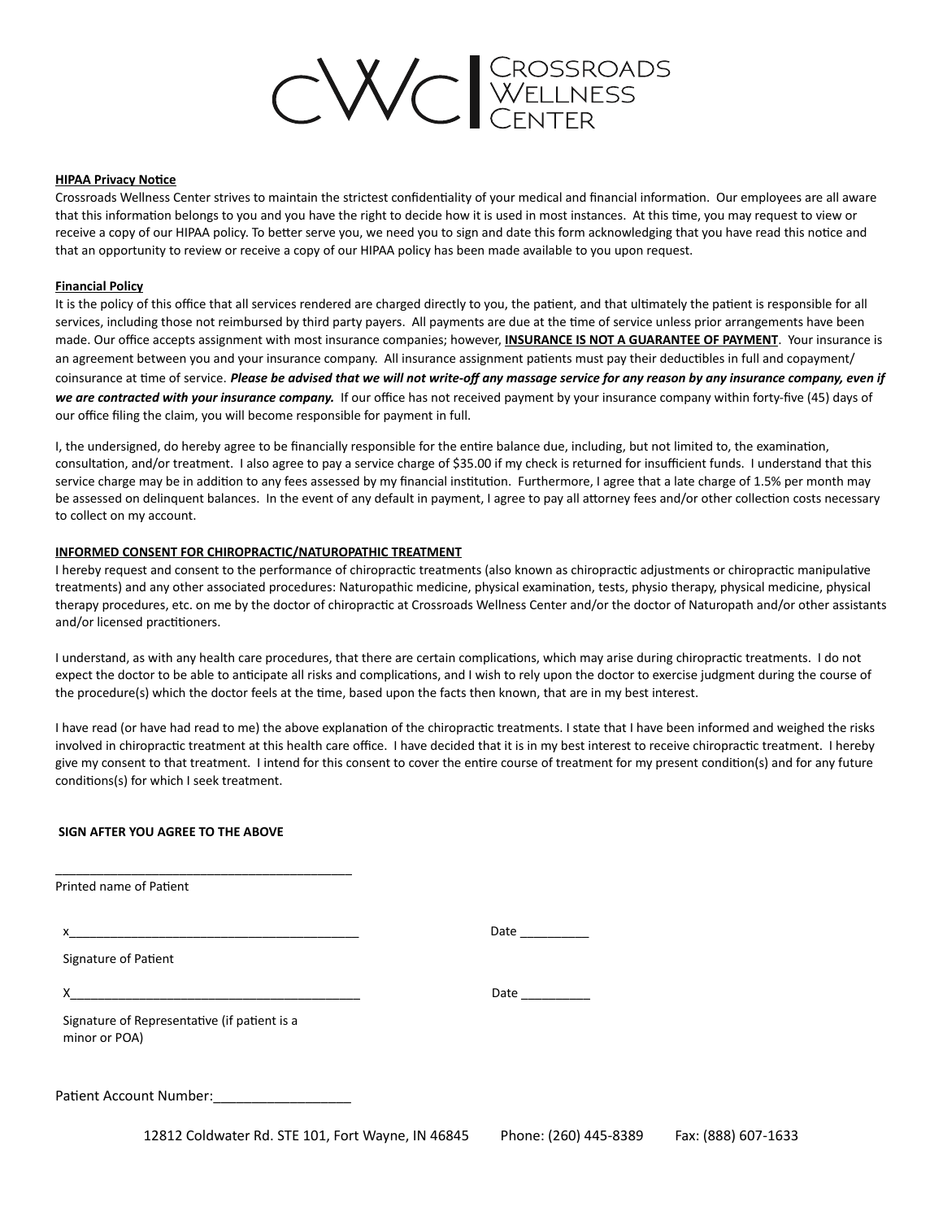# CWC | Crossroads Wellness Center

**HIPAA Privacy Notice**

Crossroads Wellness Center strives to maintain the strictest confidentiality of your medical and financial information. Our employees are all aware that this information belongs to you and you have the right to decide how it is used in most instances. At this time, you may request to view or receive a copy of our HIPAA policy. To better serve you, we need you to sign and date this form acknowledging that you have read this notice and that an opportunity to review or receive a copy of our HIPAA policy has been made available to you upon request.

**Financial Policy**

It is the policy of this office that all services rendered are charged directly to you, the patient, and that ultimately the patient is responsible for all services, including those not reimbursed by third party payers. All payments are due at the time of service unless prior arrangements have been made. Our office accepts assignment with most insurance companies; however, **INSURANCE IS NOT A GUARANTEE OF PAYMENT**. Your insurance is an agreement between you and your insurance company. All insurance assignment patients must pay their deductibles in full and copayment/ coinsurance at time of service. ***Please be advised that we will not write-off any massage service for any reason by any insurance company, even if we are contracted with your insurance company.*** If our office has not received payment by your insurance company within forty-five (45) days of our office filing the claim, you will become responsible for payment in full.

I, the undersigned, do hereby agree to be financially responsible for the entire balance due, including, but not limited to, the examination, consultation, and/or treatment. I also agree to pay a service charge of $35.00 if my check is returned for insufficient funds. I understand that this service charge may be in addition to any fees assessed by my financial institution. Furthermore, I agree that a late charge of 1.5% per month may be assessed on delinquent balances. In the event of any default in payment, I agree to pay all attorney fees and/or other collection costs necessary to collect on my account.

**INFORMED CONSENT FOR CHIROPRACTIC/NATUROPATHIC TREATMENT**

I hereby request and consent to the performance of chiropractic treatments (also known as chiropractic adjustments or chiropractic manipulative treatments) and any other associated procedures: Naturopathic medicine, physical examination, tests, physio therapy, physical medicine, physical therapy procedures, etc. on me by the doctor of chiropractic at Crossroads Wellness Center and/or the doctor of Naturopath and/or other assistants and/or licensed practitioners.

I understand, as with any health care procedures, that there are certain complications, which may arise during chiropractic treatments. I do not expect the doctor to be able to anticipate all risks and complications, and I wish to rely upon the doctor to exercise judgment during the course of the procedure(s) which the doctor feels at the time, based upon the facts then known, that are in my best interest.

I have read (or have had read to me) the above explanation of the chiropractic treatments. I state that I have been informed and weighed the risks involved in chiropractic treatment at this health care office. I have decided that it is in my best interest to receive chiropractic treatment. I hereby give my consent to that treatment. I intend for this consent to cover the entire course of treatment for my present condition(s) and for any future conditions(s) for which I seek treatment.

**SIGN AFTER YOU AGREE TO THE ABOVE**

_________________________________________

Printed name of Patient

x_________________________________________ Date __________

Signature of Patient

X_________________________________________ Date __________

Signature of Representative (if patient is a minor or POA)

Patient Account Number:__________________

12812 Coldwater Rd. STE 101, Fort Wayne, IN 46845 Phone: (260) 445-8389 Fax: (888) 607-1633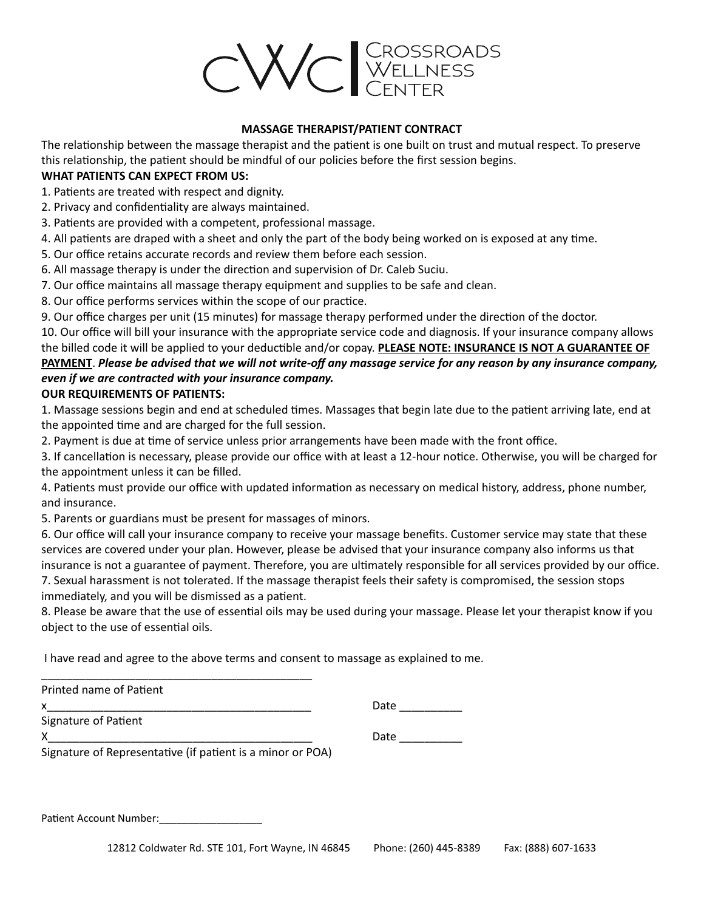# cWc | Crossroads Wellness Center

## MASSAGE THERAPIST/PATIENT CONTRACT

The relationship between the massage therapist and the patient is one built on trust and mutual respect. To preserve this relationship, the patient should be mindful of our policies before the first session begins.

**WHAT PATIENTS CAN EXPECT FROM US:**

1. Patients are treated with respect and dignity.
2. Privacy and confidentiality are always maintained.
3. Patients are provided with a competent, professional massage.
4. All patients are draped with a sheet and only the part of the body being worked on is exposed at any time.
5. Our office retains accurate records and review them before each session.
6. All massage therapy is under the direction and supervision of Dr. Caleb Suciu.
7. Our office maintains all massage therapy equipment and supplies to be safe and clean.
8. Our office performs services within the scope of our practice.
9. Our office charges per unit (15 minutes) for massage therapy performed under the direction of the doctor.
10. Our office will bill your insurance with the appropriate service code and diagnosis. If your insurance company allows the billed code it will be applied to your deductible and/or copay. **PLEASE NOTE: INSURANCE IS NOT A GUARANTEE OF PAYMENT**. ***Please be advised that we will not write-off any massage service for any reason by any insurance company, even if we are contracted with your insurance company.***

**OUR REQUIREMENTS OF PATIENTS:**

1. Massage sessions begin and end at scheduled times. Massages that begin late due to the patient arriving late, end at the appointed time and are charged for the full session.
2. Payment is due at time of service unless prior arrangements have been made with the front office.
3. If cancellation is necessary, please provide our office with at least a 12-hour notice. Otherwise, you will be charged for the appointment unless it can be filled.
4. Patients must provide our office with updated information as necessary on medical history, address, phone number, and insurance.
5. Parents or guardians must be present for massages of minors.
6. Our office will call your insurance company to receive your massage benefits. Customer service may state that these services are covered under your plan. However, please be advised that your insurance company also informs us that insurance is not a guarantee of payment. Therefore, you are ultimately responsible for all services provided by our office.
7. Sexual harassment is not tolerated. If the massage therapist feels their safety is compromised, the session stops immediately, and you will be dismissed as a patient.
8. Please be aware that the use of essential oils may be used during your massage. Please let your therapist know if you object to the use of essential oils.

I have read and agree to the above terms and consent to massage as explained to me.

_____________________________________________
Printed name of Patient

x_____________________________________________ Date __________
Signature of Patient

X_____________________________________________ Date __________
Signature of Representative (if patient is a minor or POA)

Patient Account Number:__________________

12812 Coldwater Rd. STE 101, Fort Wayne, IN 46845 Phone: (260) 445-8389 Fax: (888) 607-1633